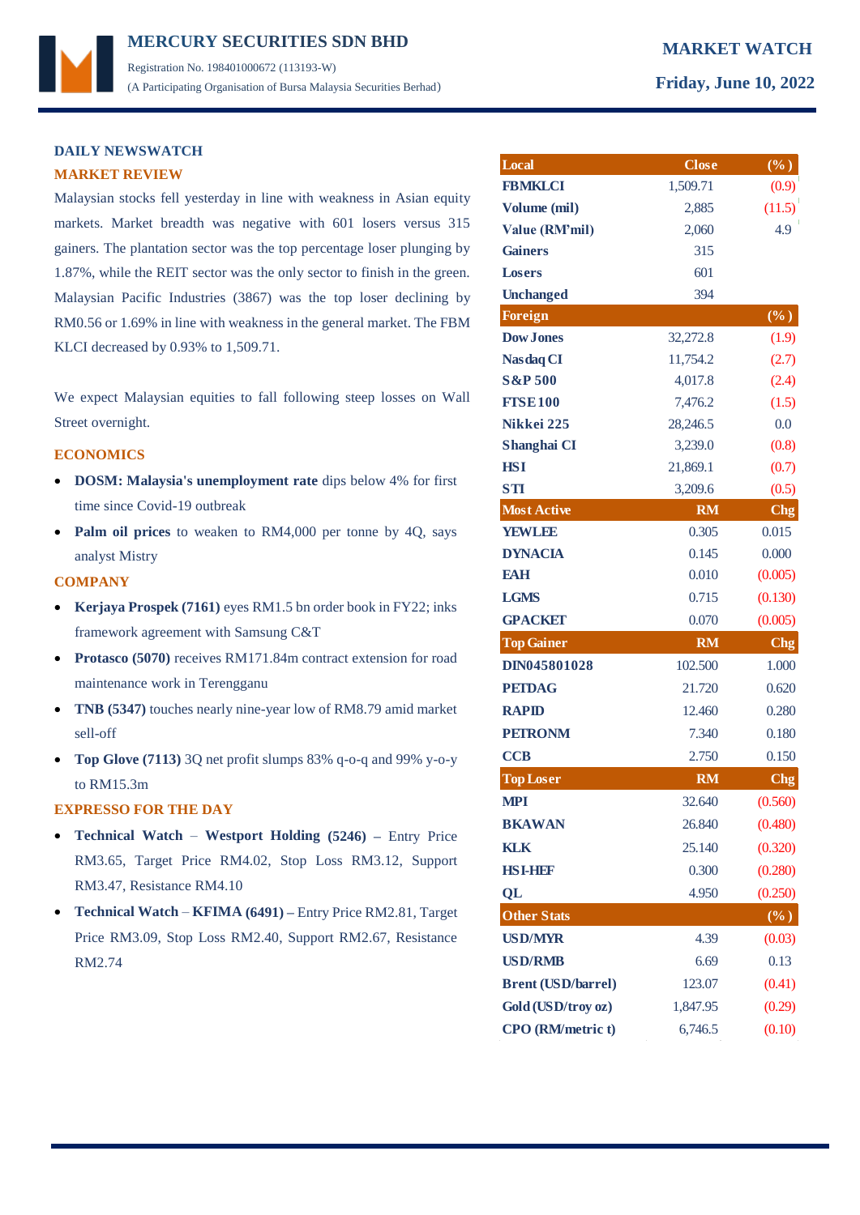# MERCURY SECURITIES SDN BHD

Registration No. 198401000672 (113193-W)
(A Participating Organisation of Bursa Malaysia Securities Berhad)

**MARKET WATCH**

**Friday, June 10, 2022**

## DAILY NEWSWATCH

### MARKET REVIEW

Malaysian stocks fell yesterday in line with weakness in Asian equity markets. Market breadth was negative with 601 losers versus 315 gainers. The plantation sector was the top percentage loser plunging by 1.87%, while the REIT sector was the only sector to finish in the green. Malaysian Pacific Industries (3867) was the top loser declining by RM0.56 or 1.69% in line with weakness in the general market. The FBM KLCI decreased by 0.93% to 1,509.71.

We expect Malaysian equities to fall following steep losses on Wall Street overnight.

### ECONOMICS

- **DOSM: Malaysia's unemployment rate** dips below 4% for first time since Covid-19 outbreak
- **Palm oil prices** to weaken to RM4,000 per tonne by 4Q, says analyst Mistry

### COMPANY

- **Kerjaya Prospek (7161)** eyes RM1.5 bn order book in FY22; inks framework agreement with Samsung C&T
- **Protasco (5070)** receives RM171.84m contract extension for road maintenance work in Terengganu
- **TNB (5347)** touches nearly nine-year low of RM8.79 amid market sell-off
- **Top Glove (7113)** 3Q net profit slumps 83% q-o-q and 99% y-o-y to RM15.3m

### EXPRESSO FOR THE DAY

- **Technical Watch** – **Westport Holding (5246) –** Entry Price RM3.65, Target Price RM4.02, Stop Loss RM3.12, Support RM3.47, Resistance RM4.10
- **Technical Watch** – **KFIMA (6491) –** Entry Price RM2.81, Target Price RM3.09, Stop Loss RM2.40, Support RM2.67, Resistance RM2.74

| Local | Close | (%) |
|---|---|---|
| FBMKLCI | 1,509.71 | (0.9) |
| Volume (mil) | 2,885 | (11.5) |
| Value (RM'mil) | 2,060 | 4.9 |
| Gainers | 315 | |
| Losers | 601 | |
| Unchanged | 394 | |
| **Foreign** | | **(%)** |
| Dow Jones | 32,272.8 | (1.9) |
| Nasdaq CI | 11,754.2 | (2.7) |
| S&P 500 | 4,017.8 | (2.4) |
| FTSE 100 | 7,476.2 | (1.5) |
| Nikkei 225 | 28,246.5 | 0.0 |
| Shanghai CI | 3,239.0 | (0.8) |
| HSI | 21,869.1 | (0.7) |
| STI | 3,209.6 | (0.5) |
| **Most Active** | **RM** | **Chg** |
| YEWLEE | 0.305 | 0.015 |
| DYNACIA | 0.145 | 0.000 |
| EAH | 0.010 | (0.005) |
| LGMS | 0.715 | (0.130) |
| GPACKET | 0.070 | (0.005) |
| **Top Gainer** | **RM** | **Chg** |
| DIN045801028 | 102.500 | 1.000 |
| PETDAG | 21.720 | 0.620 |
| RAPID | 12.460 | 0.280 |
| PETRONM | 7.340 | 0.180 |
| CCB | 2.750 | 0.150 |
| **Top Loser** | **RM** | **Chg** |
| MPI | 32.640 | (0.560) |
| BKAWAN | 26.840 | (0.480) |
| KLK | 25.140 | (0.320) |
| HSI-HEF | 0.300 | (0.280) |
| QL | 4.950 | (0.250) |
| **Other Stats** | | **(%)** |
| USD/MYR | 4.39 | (0.03) |
| USD/RMB | 6.69 | 0.13 |
| Brent (USD/barrel) | 123.07 | (0.41) |
| Gold (USD/troy oz) | 1,847.95 | (0.29) |
| CPO (RM/metric t) | 6,746.5 | (0.10) |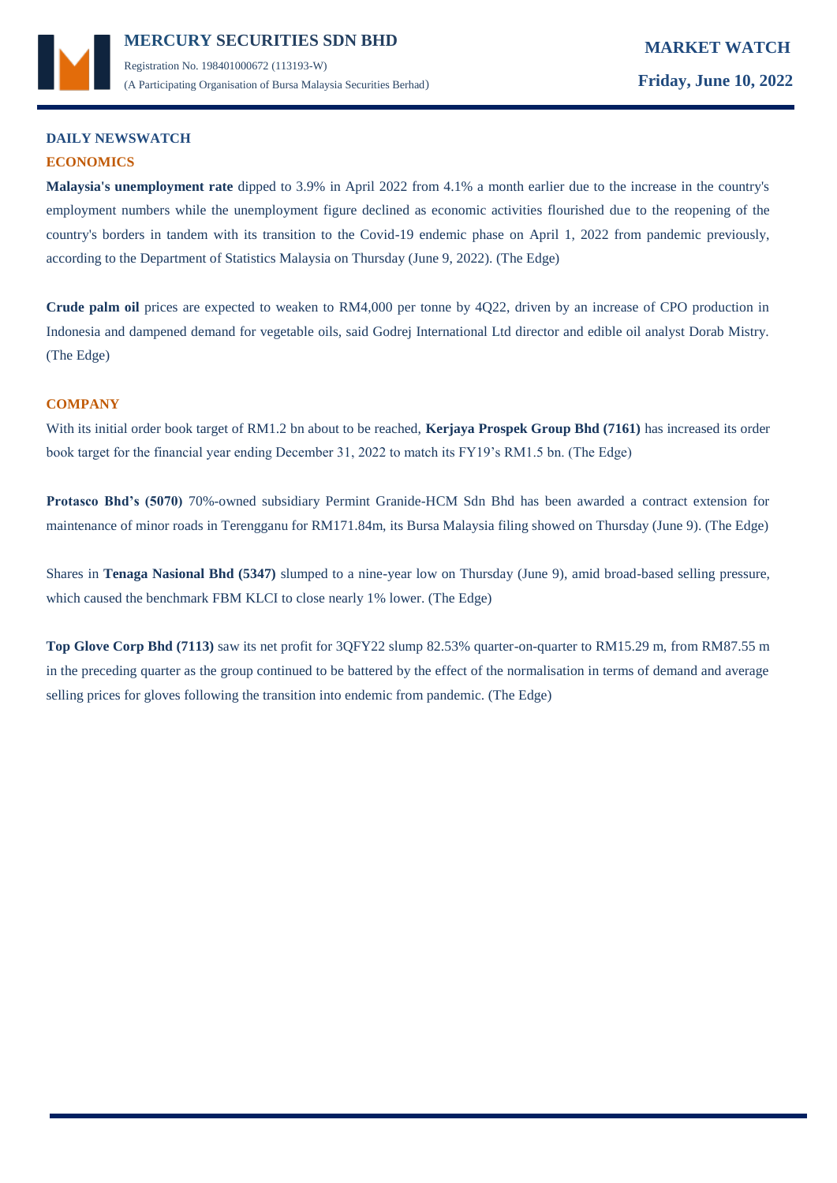## DAILY NEWSWATCH

### ECONOMICS

**Malaysia's unemployment rate** dipped to 3.9% in April 2022 from 4.1% a month earlier due to the increase in the country's employment numbers while the unemployment figure declined as economic activities flourished due to the reopening of the country's borders in tandem with its transition to the Covid-19 endemic phase on April 1, 2022 from pandemic previously, according to the Department of Statistics Malaysia on Thursday (June 9, 2022). (The Edge)

**Crude palm oil** prices are expected to weaken to RM4,000 per tonne by 4Q22, driven by an increase of CPO production in Indonesia and dampened demand for vegetable oils, said Godrej International Ltd director and edible oil analyst Dorab Mistry. (The Edge)

### COMPANY

With its initial order book target of RM1.2 bn about to be reached, **Kerjaya Prospek Group Bhd (7161)** has increased its order book target for the financial year ending December 31, 2022 to match its FY19's RM1.5 bn. (The Edge)

**Protasco Bhd's (5070)** 70%-owned subsidiary Permint Granide-HCM Sdn Bhd has been awarded a contract extension for maintenance of minor roads in Terengganu for RM171.84m, its Bursa Malaysia filing showed on Thursday (June 9). (The Edge)

Shares in **Tenaga Nasional Bhd (5347)** slumped to a nine-year low on Thursday (June 9), amid broad-based selling pressure, which caused the benchmark FBM KLCI to close nearly 1% lower. (The Edge)

**Top Glove Corp Bhd (7113)** saw its net profit for 3QFY22 slump 82.53% quarter-on-quarter to RM15.29 m, from RM87.55 m in the preceding quarter as the group continued to be battered by the effect of the normalisation in terms of demand and average selling prices for gloves following the transition into endemic from pandemic. (The Edge)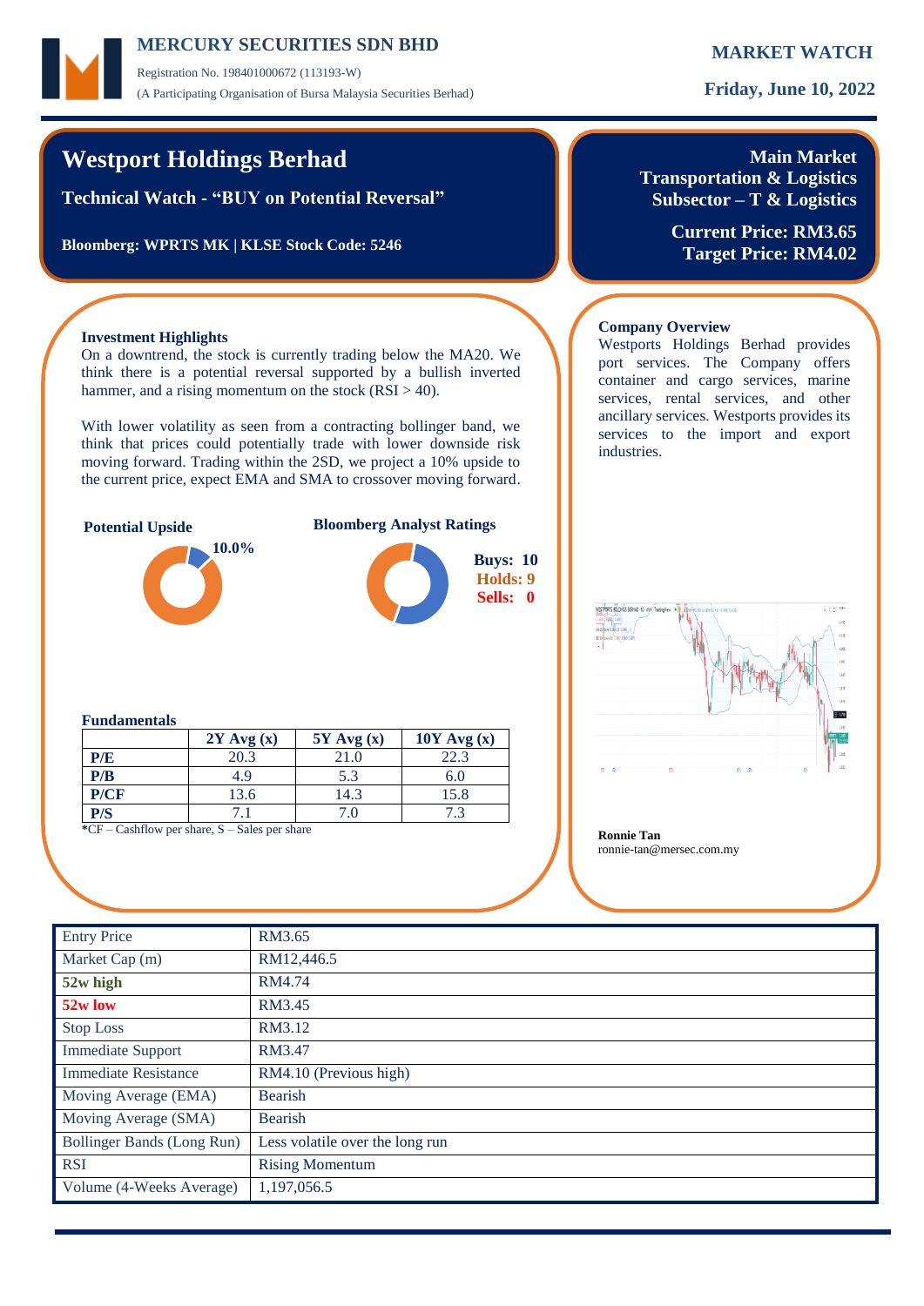**MERCURY SECURITIES SDN BHD**

Registration No. 198401000672 (113193-W)

(A Participating Organisation of Bursa Malaysia Securities Berhad)

**MARKET WATCH**

**Friday, June 10, 2022**

# Westport Holdings Berhad

**Technical Watch - "BUY on Potential Reversal"**

**Bloomberg: WPRTS MK | KLSE Stock Code: 5246**

**Main Market**
**Transportation & Logistics**
**Subsector – T & Logistics**

**Current Price: RM3.65**
**Target Price: RM4.02**

### Investment Highlights

On a downtrend, the stock is currently trading below the MA20. We think there is a potential reversal supported by a bullish inverted hammer, and a rising momentum on the stock (RSI > 40).

With lower volatility as seen from a contracting bollinger band, we think that prices could potentially trade with lower downside risk moving forward. Trading within the 2SD, we project a 10% upside to the current price, expect EMA and SMA to crossover moving forward.

**Potential Upside**

10.0%

**Bloomberg Analyst Ratings**

**Buys: 10**
**Holds: 9**
**Sells: 0**

### Fundamentals

|  | 2Y Avg (x) | 5Y Avg (x) | 10Y Avg (x) |
|---|---|---|---|
| **P/E** | 20.3 | 21.0 | 22.3 |
| **P/B** | 4.9 | 5.3 | 6.0 |
| **P/CF** | 13.6 | 14.3 | 15.8 |
| **P/S** | 7.1 | 7.0 | 7.3 |

*CF – Cashflow per share, S – Sales per share

### Company Overview

Westports Holdings Berhad provides port services. The Company offers container and cargo services, marine services, rental services, and other ancillary services. Westports provides its services to the import and export industries.

**Ronnie Tan**
ronnie-tan@mersec.com.my

| Entry Price | RM3.65 |
|---|---|
| Market Cap (m) | RM12,446.5 |
| **52w high** | RM4.74 |
| **52w low** | RM3.45 |
| Stop Loss | RM3.12 |
| Immediate Support | RM3.47 |
| Immediate Resistance | RM4.10 (Previous high) |
| Moving Average (EMA) | Bearish |
| Moving Average (SMA) | Bearish |
| Bollinger Bands (Long Run) | Less volatile over the long run |
| RSI | Rising Momentum |
| Volume (4-Weeks Average) | 1,197,056.5 |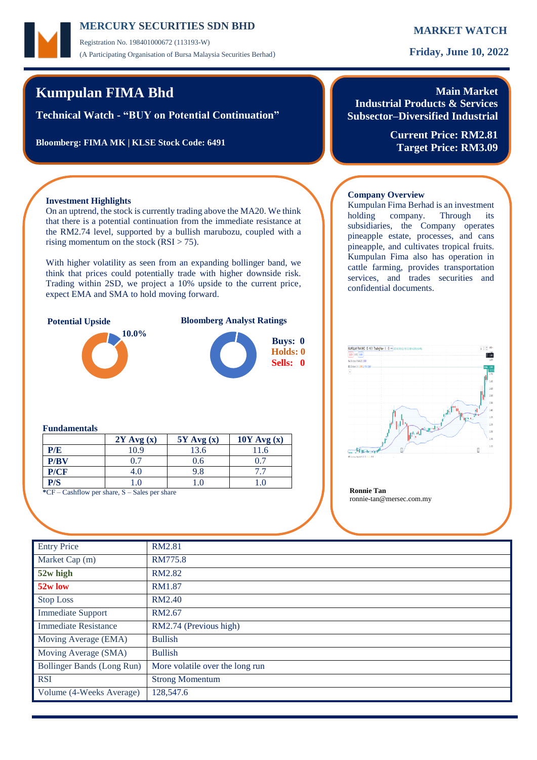# Kumpulan FIMA Bhd

**Technical Watch - "BUY on Potential Continuation"**

**Bloomberg: FIMA MK | KLSE Stock Code: 6491**

**Main Market**
**Industrial Products & Services**
**Subsector–Diversified Industrial**

**Current Price: RM2.81**
**Target Price: RM3.09**

### Investment Highlights

On an uptrend, the stock is currently trading above the MA20. We think that there is a potential continuation from the immediate resistance at the RM2.74 level, supported by a bullish marubozu, coupled with a rising momentum on the stock (RSI > 75).

With higher volatility as seen from an expanding bollinger band, we think that prices could potentially trade with higher downside risk. Trading within 2SD, we project a 10% upside to the current price, expect EMA and SMA to hold moving forward.

**Potential Upside**

10.0%

**Bloomberg Analyst Ratings**

Buys: 0
Holds: 0
Sells: 0

### Company Overview

Kumpulan Fima Berhad is an investment holding company. Through its subsidiaries, the Company operates pineapple estate, processes, and cans pineapple, and cultivates tropical fruits. Kumpulan Fima also has operation in cattle farming, provides transportation services, and trades securities and confidential documents.

**Fundamentals**

| | 2Y Avg (x) | 5Y Avg (x) | 10Y Avg (x) |
|---|---|---|---|
| **P/E** | 10.9 | 13.6 | 11.6 |
| **P/BV** | 0.7 | 0.6 | 0.7 |
| **P/CF** | 4.0 | 9.8 | 7.7 |
| **P/S** | 1.0 | 1.0 | 1.0 |

***CF** – Cashflow per share, S – Sales per share

**Ronnie Tan**
ronnie-tan@mersec.com.my

| | |
|---|---|
| Entry Price | RM2.81 |
| Market Cap (m) | RM775.8 |
| **52w high** | RM2.82 |
| **52w low** | RM1.87 |
| Stop Loss | RM2.40 |
| Immediate Support | RM2.67 |
| Immediate Resistance | RM2.74 (Previous high) |
| Moving Average (EMA) | Bullish |
| Moving Average (SMA) | Bullish |
| Bollinger Bands (Long Run) | More volatile over the long run |
| RSI | Strong Momentum |
| Volume (4-Weeks Average) | 128,547.6 |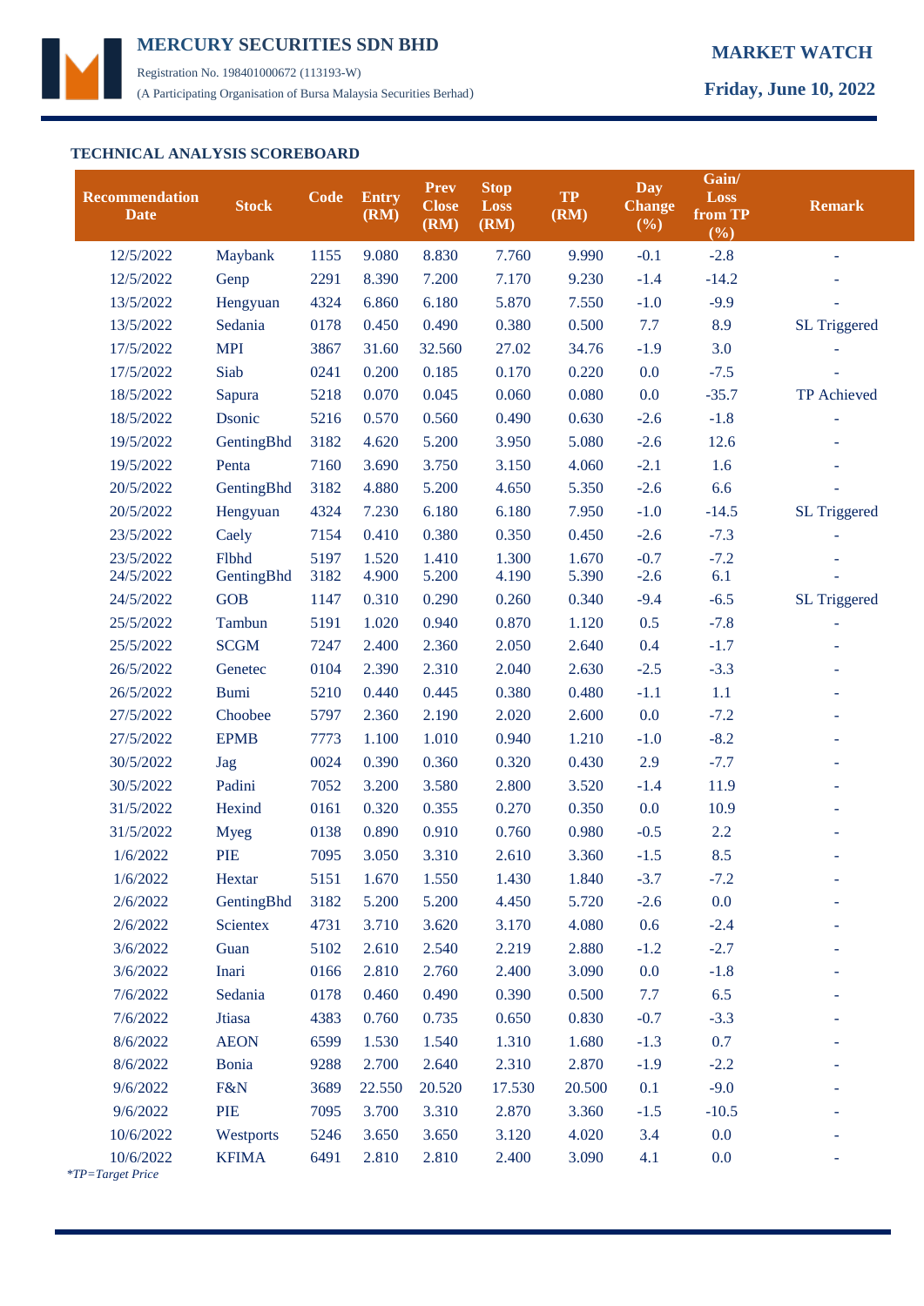## TECHNICAL ANALYSIS SCOREBOARD

| Recommendation Date | Stock | Code | Entry (RM) | Prev Close (RM) | Stop Loss (RM) | TP (RM) | Day Change (%) | Gain/ Loss from TP (%) | Remark |
|---|---|---|---|---|---|---|---|---|---|
| 12/5/2022 | Maybank | 1155 | 9.080 | 8.830 | 7.760 | 9.990 | -0.1 | -2.8 | - |
| 12/5/2022 | Genp | 2291 | 8.390 | 7.200 | 7.170 | 9.230 | -1.4 | -14.2 | - |
| 13/5/2022 | Hengyuan | 4324 | 6.860 | 6.180 | 5.870 | 7.550 | -1.0 | -9.9 | - |
| 13/5/2022 | Sedania | 0178 | 0.450 | 0.490 | 0.380 | 0.500 | 7.7 | 8.9 | SL Triggered |
| 17/5/2022 | MPI | 3867 | 31.60 | 32.560 | 27.02 | 34.76 | -1.9 | 3.0 | - |
| 17/5/2022 | Siab | 0241 | 0.200 | 0.185 | 0.170 | 0.220 | 0.0 | -7.5 | - |
| 18/5/2022 | Sapura | 5218 | 0.070 | 0.045 | 0.060 | 0.080 | 0.0 | -35.7 | TP Achieved |
| 18/5/2022 | Dsonic | 5216 | 0.570 | 0.560 | 0.490 | 0.630 | -2.6 | -1.8 | - |
| 19/5/2022 | GentingBhd | 3182 | 4.620 | 5.200 | 3.950 | 5.080 | -2.6 | 12.6 | - |
| 19/5/2022 | Penta | 7160 | 3.690 | 3.750 | 3.150 | 4.060 | -2.1 | 1.6 | - |
| 20/5/2022 | GentingBhd | 3182 | 4.880 | 5.200 | 4.650 | 5.350 | -2.6 | 6.6 | - |
| 20/5/2022 | Hengyuan | 4324 | 7.230 | 6.180 | 6.180 | 7.950 | -1.0 | -14.5 | SL Triggered |
| 23/5/2022 | Caely | 7154 | 0.410 | 0.380 | 0.350 | 0.450 | -2.6 | -7.3 | - |
| 23/5/2022 | Flbhd | 5197 | 1.520 | 1.410 | 1.300 | 1.670 | -0.7 | -7.2 | - |
| 24/5/2022 | GentingBhd | 3182 | 4.900 | 5.200 | 4.190 | 5.390 | -2.6 | 6.1 | - |
| 24/5/2022 | GOB | 1147 | 0.310 | 0.290 | 0.260 | 0.340 | -9.4 | -6.5 | SL Triggered |
| 25/5/2022 | Tambun | 5191 | 1.020 | 0.940 | 0.870 | 1.120 | 0.5 | -7.8 | - |
| 25/5/2022 | SCGM | 7247 | 2.400 | 2.360 | 2.050 | 2.640 | 0.4 | -1.7 | - |
| 26/5/2022 | Genetec | 0104 | 2.390 | 2.310 | 2.040 | 2.630 | -2.5 | -3.3 | - |
| 26/5/2022 | Bumi | 5210 | 0.440 | 0.445 | 0.380 | 0.480 | -1.1 | 1.1 | - |
| 27/5/2022 | Choobee | 5797 | 2.360 | 2.190 | 2.020 | 2.600 | 0.0 | -7.2 | - |
| 27/5/2022 | EPMB | 7773 | 1.100 | 1.010 | 0.940 | 1.210 | -1.0 | -8.2 | - |
| 30/5/2022 | Jag | 0024 | 0.390 | 0.360 | 0.320 | 0.430 | 2.9 | -7.7 | - |
| 30/5/2022 | Padini | 7052 | 3.200 | 3.580 | 2.800 | 3.520 | -1.4 | 11.9 | - |
| 31/5/2022 | Hexind | 0161 | 0.320 | 0.355 | 0.270 | 0.350 | 0.0 | 10.9 | - |
| 31/5/2022 | Myeg | 0138 | 0.890 | 0.910 | 0.760 | 0.980 | -0.5 | 2.2 | - |
| 1/6/2022 | PIE | 7095 | 3.050 | 3.310 | 2.610 | 3.360 | -1.5 | 8.5 | - |
| 1/6/2022 | Hextar | 5151 | 1.670 | 1.550 | 1.430 | 1.840 | -3.7 | -7.2 | - |
| 2/6/2022 | GentingBhd | 3182 | 5.200 | 5.200 | 4.450 | 5.720 | -2.6 | 0.0 | - |
| 2/6/2022 | Scientex | 4731 | 3.710 | 3.620 | 3.170 | 4.080 | 0.6 | -2.4 | - |
| 3/6/2022 | Guan | 5102 | 2.610 | 2.540 | 2.219 | 2.880 | -1.2 | -2.7 | - |
| 3/6/2022 | Inari | 0166 | 2.810 | 2.760 | 2.400 | 3.090 | 0.0 | -1.8 | - |
| 7/6/2022 | Sedania | 0178 | 0.460 | 0.490 | 0.390 | 0.500 | 7.7 | 6.5 | - |
| 7/6/2022 | Jtiasa | 4383 | 0.760 | 0.735 | 0.650 | 0.830 | -0.7 | -3.3 | - |
| 8/6/2022 | AEON | 6599 | 1.530 | 1.540 | 1.310 | 1.680 | -1.3 | 0.7 | - |
| 8/6/2022 | Bonia | 9288 | 2.700 | 2.640 | 2.310 | 2.870 | -1.9 | -2.2 | - |
| 9/6/2022 | F&N | 3689 | 22.550 | 20.520 | 17.530 | 20.500 | 0.1 | -9.0 | - |
| 9/6/2022 | PIE | 7095 | 3.700 | 3.310 | 2.870 | 3.360 | -1.5 | -10.5 | - |
| 10/6/2022 | Westports | 5246 | 3.650 | 3.650 | 3.120 | 4.020 | 3.4 | 0.0 | - |
| 10/6/2022 | KFIMA | 6491 | 2.810 | 2.810 | 2.400 | 3.090 | 4.1 | 0.0 | - |

*TP=Target Price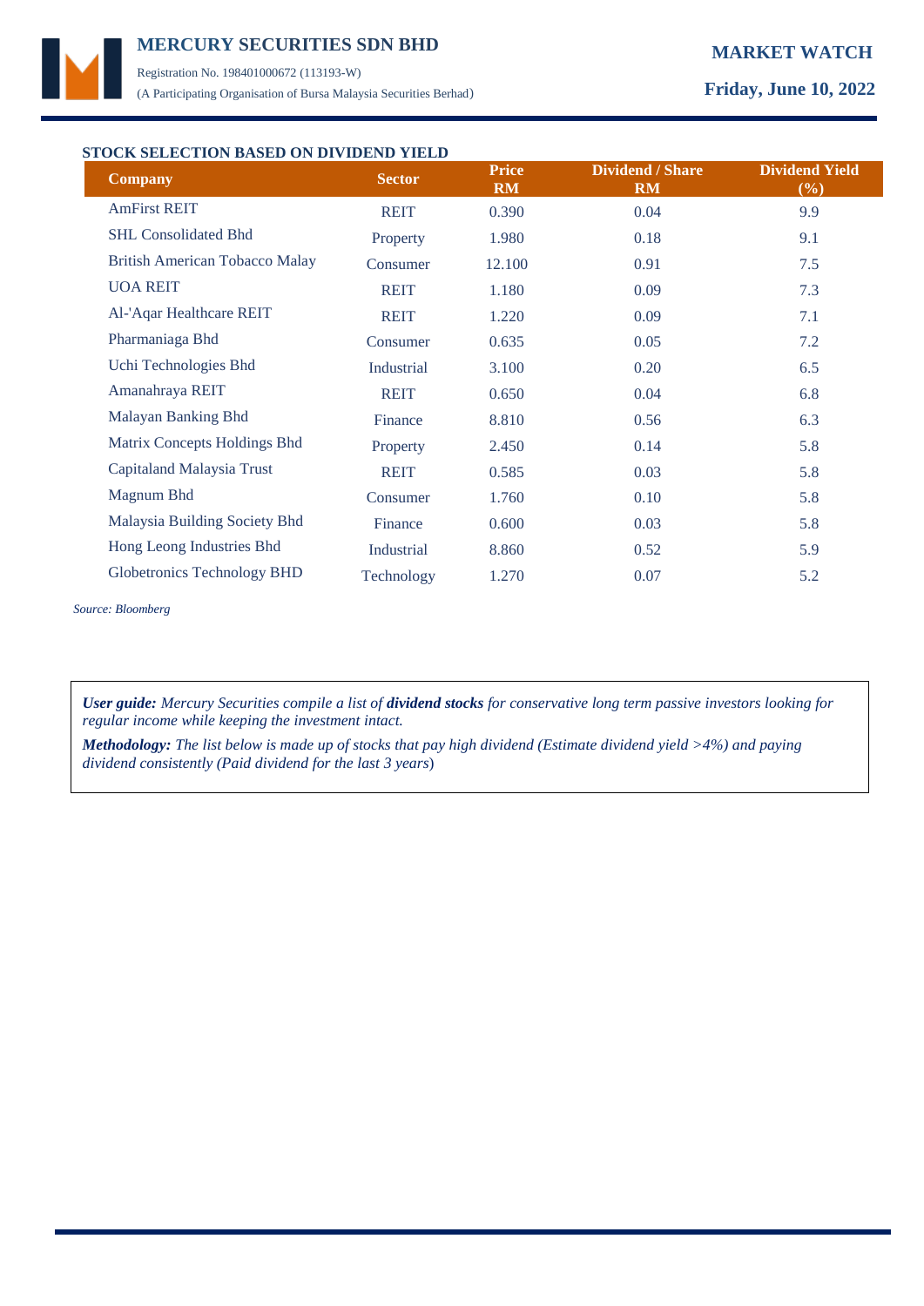## STOCK SELECTION BASED ON DIVIDEND YIELD

| Company | Sector | Price RM | Dividend / Share RM | Dividend Yield (%) |
|---|---|---|---|---|
| AmFirst REIT | REIT | 0.390 | 0.04 | 9.9 |
| SHL Consolidated Bhd | Property | 1.980 | 0.18 | 9.1 |
| British American Tobacco Malay | Consumer | 12.100 | 0.91 | 7.5 |
| UOA REIT | REIT | 1.180 | 0.09 | 7.3 |
| Al-'Aqar Healthcare REIT | REIT | 1.220 | 0.09 | 7.1 |
| Pharmaniaga Bhd | Consumer | 0.635 | 0.05 | 7.2 |
| Uchi Technologies Bhd | Industrial | 3.100 | 0.20 | 6.5 |
| Amanahraya REIT | REIT | 0.650 | 0.04 | 6.8 |
| Malayan Banking Bhd | Finance | 8.810 | 0.56 | 6.3 |
| Matrix Concepts Holdings Bhd | Property | 2.450 | 0.14 | 5.8 |
| Capitaland Malaysia Trust | REIT | 0.585 | 0.03 | 5.8 |
| Magnum Bhd | Consumer | 1.760 | 0.10 | 5.8 |
| Malaysia Building Society Bhd | Finance | 0.600 | 0.03 | 5.8 |
| Hong Leong Industries Bhd | Industrial | 8.860 | 0.52 | 5.9 |
| Globetronics Technology BHD | Technology | 1.270 | 0.07 | 5.2 |

*Source: Bloomberg*

***User guide:*** *Mercury Securities compile a list of* ***dividend stocks*** *for conservative long term passive investors looking for regular income while keeping the investment intact.*

***Methodology:*** *The list below is made up of stocks that pay high dividend (Estimate dividend yield >4%) and paying dividend consistently (Paid dividend for the last 3 years)*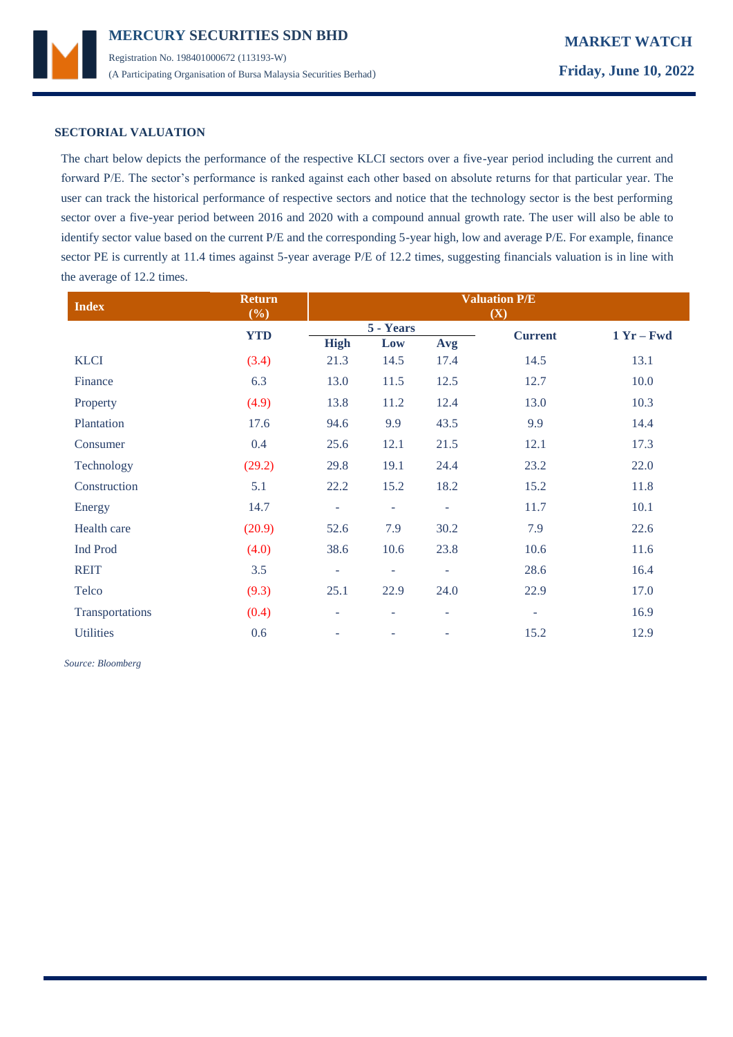## SECTORIAL VALUATION

The chart below depicts the performance of the respective KLCI sectors over a five-year period including the current and forward P/E. The sector's performance is ranked against each other based on absolute returns for that particular year. The user can track the historical performance of respective sectors and notice that the technology sector is the best performing sector over a five-year period between 2016 and 2020 with a compound annual growth rate. The user will also be able to identify sector value based on the current P/E and the corresponding 5-year high, low and average P/E. For example, finance sector PE is currently at 11.4 times against 5-year average P/E of 12.2 times, suggesting financials valuation is in line with the average of 12.2 times.

| Index | Return (%) | Valuation P/E (X) | | | | |
|---|---|---|---|---|---|---|
| | YTD | 5 - Years | | | Current | 1 Yr – Fwd |
| | | High | Low | Avg | | |
| KLCI | (3.4) | 21.3 | 14.5 | 17.4 | 14.5 | 13.1 |
| Finance | 6.3 | 13.0 | 11.5 | 12.5 | 12.7 | 10.0 |
| Property | (4.9) | 13.8 | 11.2 | 12.4 | 13.0 | 10.3 |
| Plantation | 17.6 | 94.6 | 9.9 | 43.5 | 9.9 | 14.4 |
| Consumer | 0.4 | 25.6 | 12.1 | 21.5 | 12.1 | 17.3 |
| Technology | (29.2) | 29.8 | 19.1 | 24.4 | 23.2 | 22.0 |
| Construction | 5.1 | 22.2 | 15.2 | 18.2 | 15.2 | 11.8 |
| Energy | 14.7 | - | - | - | 11.7 | 10.1 |
| Health care | (20.9) | 52.6 | 7.9 | 30.2 | 7.9 | 22.6 |
| Ind Prod | (4.0) | 38.6 | 10.6 | 23.8 | 10.6 | 11.6 |
| REIT | 3.5 | - | - | - | 28.6 | 16.4 |
| Telco | (9.3) | 25.1 | 22.9 | 24.0 | 22.9 | 17.0 |
| Transportations | (0.4) | - | - | - | - | 16.9 |
| Utilities | 0.6 | - | - | - | 15.2 | 12.9 |

*Source: Bloomberg*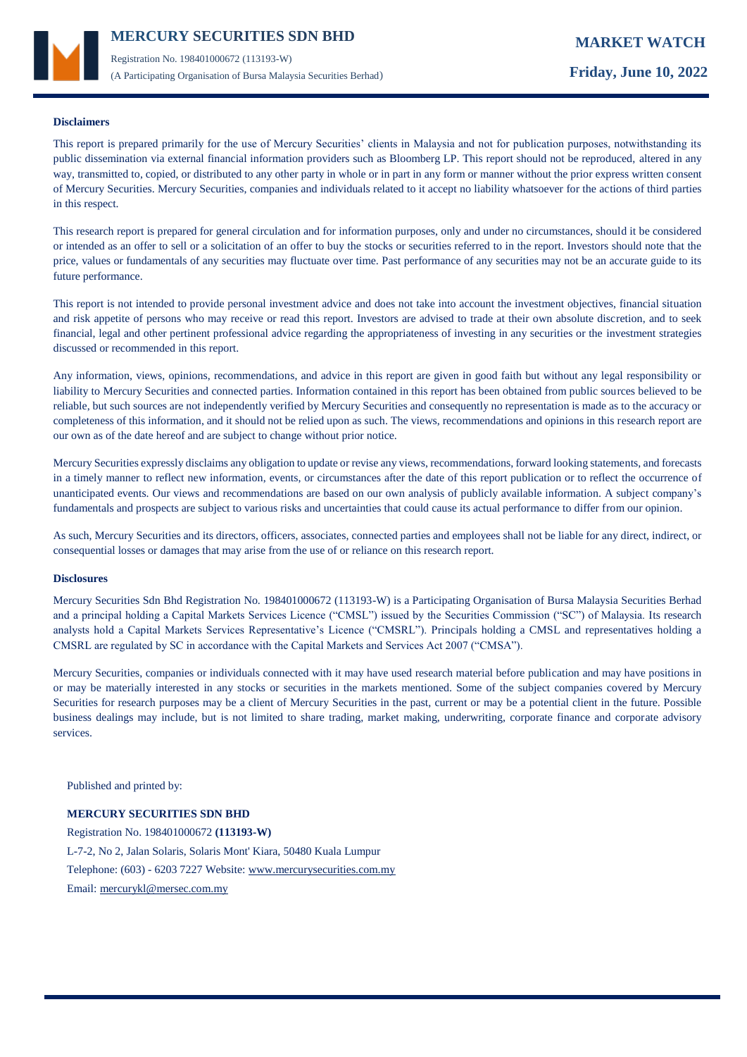**Disclaimers**

This report is prepared primarily for the use of Mercury Securities' clients in Malaysia and not for publication purposes, notwithstanding its public dissemination via external financial information providers such as Bloomberg LP. This report should not be reproduced, altered in any way, transmitted to, copied, or distributed to any other party in whole or in part in any form or manner without the prior express written consent of Mercury Securities. Mercury Securities, companies and individuals related to it accept no liability whatsoever for the actions of third parties in this respect.

This research report is prepared for general circulation and for information purposes, only and under no circumstances, should it be considered or intended as an offer to sell or a solicitation of an offer to buy the stocks or securities referred to in the report. Investors should note that the price, values or fundamentals of any securities may fluctuate over time. Past performance of any securities may not be an accurate guide to its future performance.

This report is not intended to provide personal investment advice and does not take into account the investment objectives, financial situation and risk appetite of persons who may receive or read this report. Investors are advised to trade at their own absolute discretion, and to seek financial, legal and other pertinent professional advice regarding the appropriateness of investing in any securities or the investment strategies discussed or recommended in this report.

Any information, views, opinions, recommendations, and advice in this report are given in good faith but without any legal responsibility or liability to Mercury Securities and connected parties. Information contained in this report has been obtained from public sources believed to be reliable, but such sources are not independently verified by Mercury Securities and consequently no representation is made as to the accuracy or completeness of this information, and it should not be relied upon as such. The views, recommendations and opinions in this research report are our own as of the date hereof and are subject to change without prior notice.

Mercury Securities expressly disclaims any obligation to update or revise any views, recommendations, forward looking statements, and forecasts in a timely manner to reflect new information, events, or circumstances after the date of this report publication or to reflect the occurrence of unanticipated events. Our views and recommendations are based on our own analysis of publicly available information. A subject company's fundamentals and prospects are subject to various risks and uncertainties that could cause its actual performance to differ from our opinion.

As such, Mercury Securities and its directors, officers, associates, connected parties and employees shall not be liable for any direct, indirect, or consequential losses or damages that may arise from the use of or reliance on this research report.

**Disclosures**

Mercury Securities Sdn Bhd Registration No. 198401000672 (113193-W) is a Participating Organisation of Bursa Malaysia Securities Berhad and a principal holding a Capital Markets Services Licence ("CMSL") issued by the Securities Commission ("SC") of Malaysia. Its research analysts hold a Capital Markets Services Representative's Licence ("CMSRL"). Principals holding a CMSL and representatives holding a CMSRL are regulated by SC in accordance with the Capital Markets and Services Act 2007 ("CMSA").

Mercury Securities, companies or individuals connected with it may have used research material before publication and may have positions in or may be materially interested in any stocks or securities in the markets mentioned. Some of the subject companies covered by Mercury Securities for research purposes may be a client of Mercury Securities in the past, current or may be a potential client in the future. Possible business dealings may include, but is not limited to share trading, market making, underwriting, corporate finance and corporate advisory services.

Published and printed by:

**MERCURY SECURITIES SDN BHD**

Registration No. 198401000672 **(113193-W)**

L-7-2, No 2, Jalan Solaris, Solaris Mont' Kiara, 50480 Kuala Lumpur

Telephone: (603) - 6203 7227 Website: www.mercurysecurities.com.my

Email: mercurykl@mersec.com.my